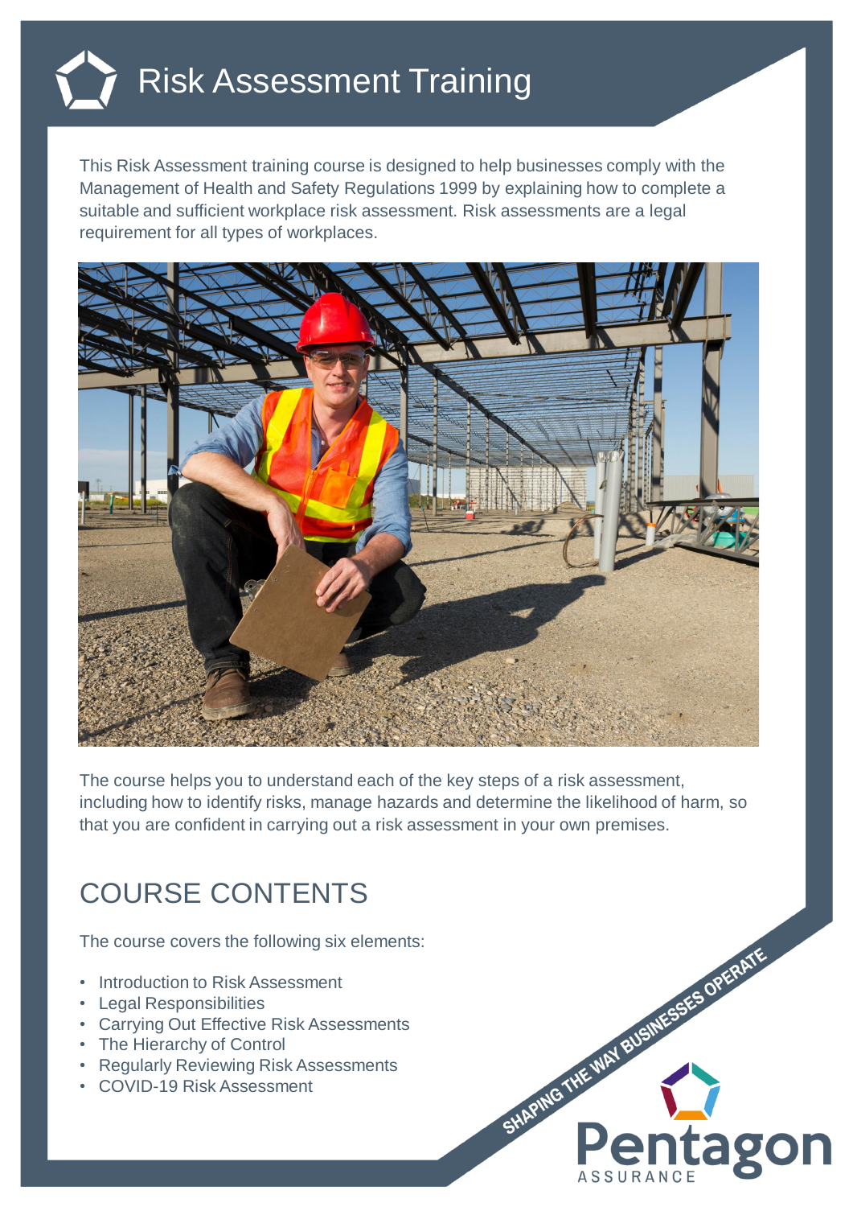# Risk Assessment Training

This Risk Assessment training course is designed to help businesses comply with the Management of Health and Safety Regulations 1999 by explaining how to complete a suitable and sufficient workplace risk assessment. Risk assessments are a legal requirement for all types of workplaces.

The course helps you to understand each of the key steps of a risk assessment, including how to identify risks, manage hazards and determine the likelihood of harm, so that you are confident in carrying out a risk assessment in your own premises.

## COURSE CONTENTS

The course covers the following six elements:

- Introduction to Risk Assessment
- Legal Responsibilities
- Carrying Out Effective Risk Assessments
- The Hierarchy of Control
- Regularly Reviewing Risk Assessments
- COVID-19 Risk Assessment

SHAPING THE WAY BUSINESSES OPERATE

Pentagon ASSURANCE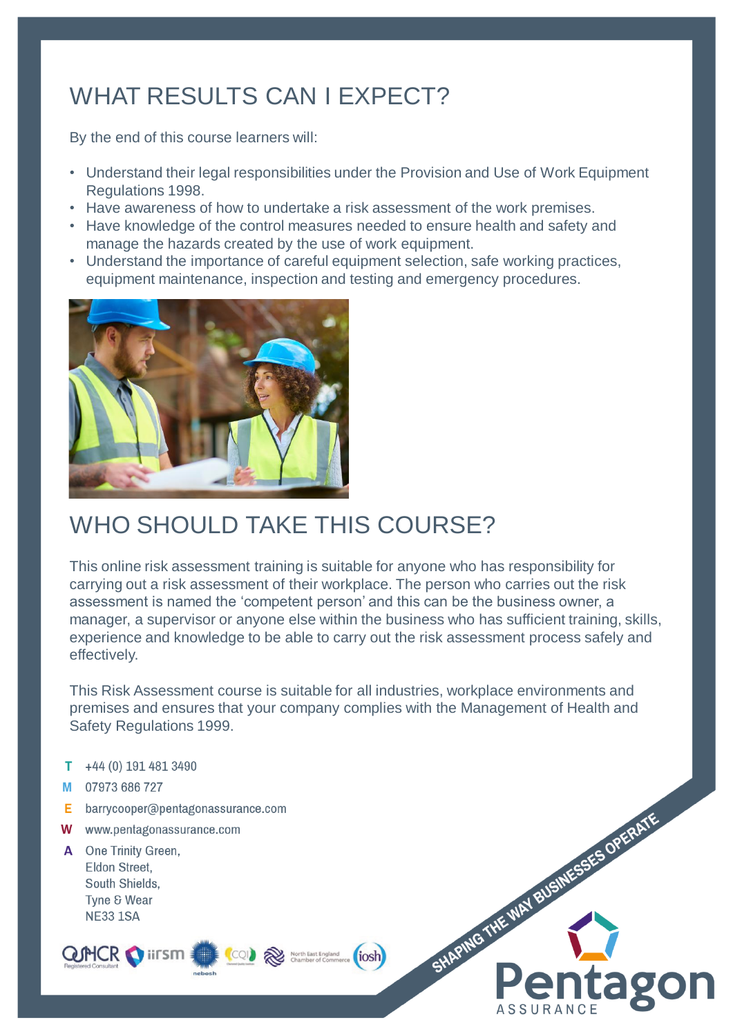# WHAT RESULTS CAN I EXPECT?

By the end of this course learners will:

- Understand their legal responsibilities under the Provision and Use of Work Equipment Regulations 1998.
- Have awareness of how to undertake a risk assessment of the work premises.
- Have knowledge of the control measures needed to ensure health and safety and manage the hazards created by the use of work equipment.
- Understand the importance of careful equipment selection, safe working practices, equipment maintenance, inspection and testing and emergency procedures.

# WHO SHOULD TAKE THIS COURSE?

This online risk assessment training is suitable for anyone who has responsibility for carrying out a risk assessment of their workplace. The person who carries out the risk assessment is named the 'competent person' and this can be the business owner, a manager, a supervisor or anyone else within the business who has sufficient training, skills, experience and knowledge to be able to carry out the risk assessment process safely and effectively.

This Risk Assessment course is suitable for all industries, workplace environments and premises and ensures that your company complies with the Management of Health and Safety Regulations 1999.

**T** +44 (0) 191 481 3490
**M** 07973 686 727
**E** barrycooper@pentagonassurance.com
**W** www.pentagonassurance.com
**A** One Trinity Green,
Eldon Street,
South Shields,
Tyne & Wear
NE33 1SA

SHAPING THE WAY BUSINESSES OPERATE

Pentagon ASSURANCE